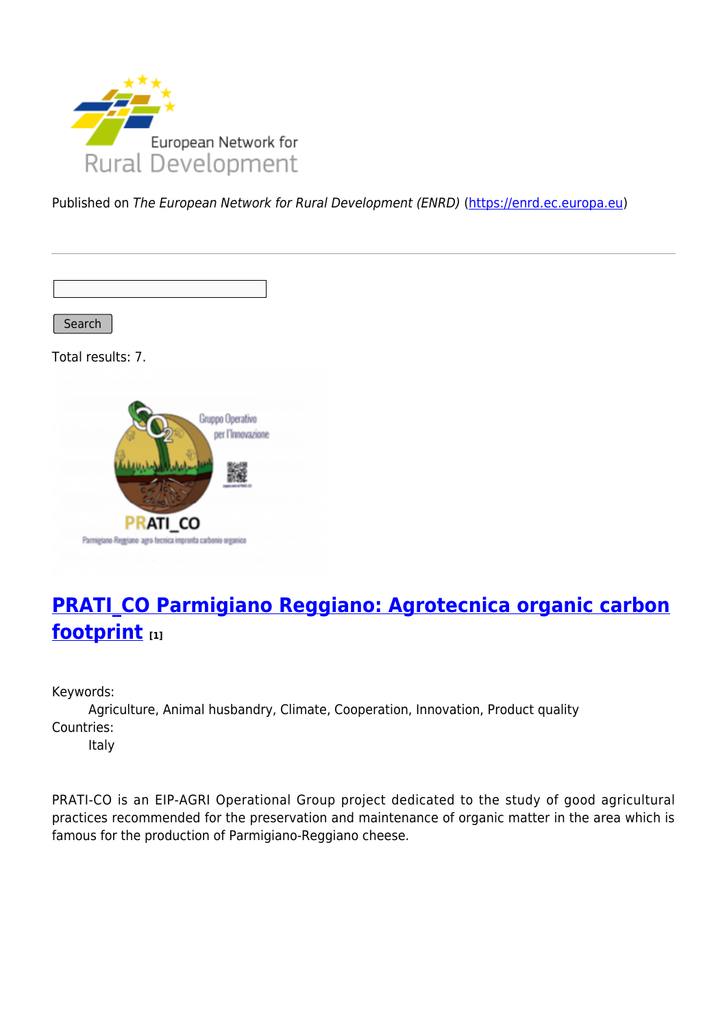Published on *The European Network for Rural Development (ENRD)* (https://enrd.ec.europa.eu)

Search

Total results: 7.

## PRATI_CO Parmigiano Reggiano: Agrotecnica organic carbon footprint [1]

Keywords:
Agriculture, Animal husbandry, Climate, Cooperation, Innovation, Product quality

Countries:
Italy

PRATI-CO is an EIP-AGRI Operational Group project dedicated to the study of good agricultural practices recommended for the preservation and maintenance of organic matter in the area which is famous for the production of Parmigiano-Reggiano cheese.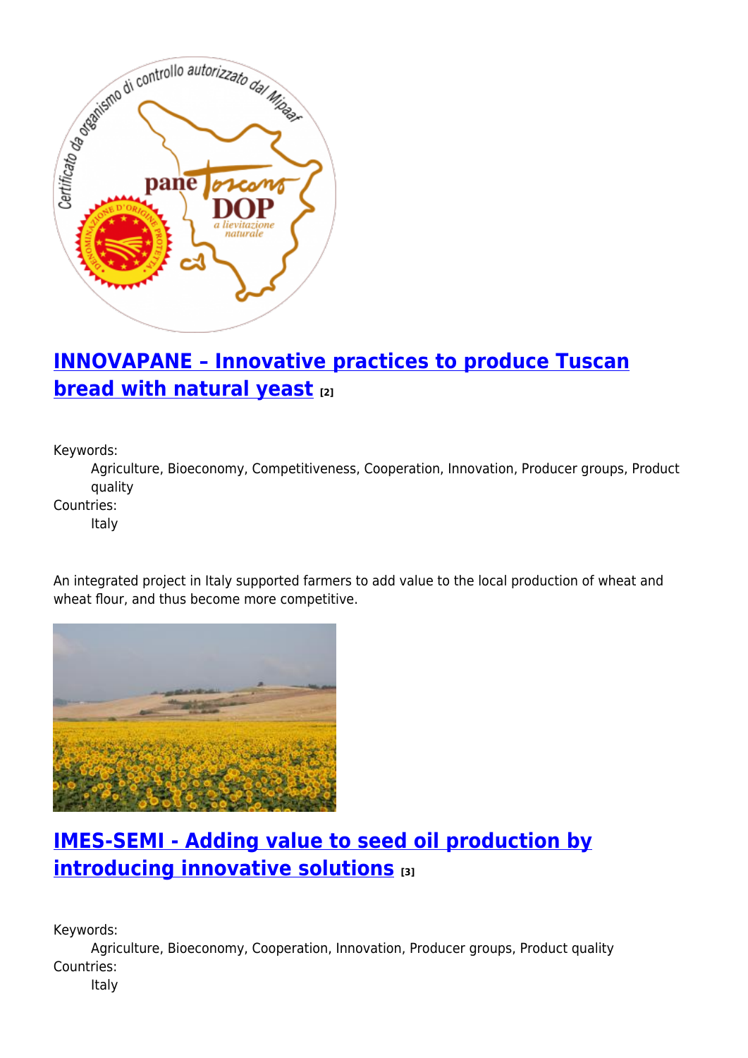## INNOVAPANE – Innovative practices to produce Tuscan bread with natural yeast [2]

Keywords:

Agriculture, Bioeconomy, Competitiveness, Cooperation, Innovation, Producer groups, Product quality

Countries:

Italy

An integrated project in Italy supported farmers to add value to the local production of wheat and wheat flour, and thus become more competitive.

## IMES-SEMI - Adding value to seed oil production by introducing innovative solutions [3]

Keywords:

Agriculture, Bioeconomy, Cooperation, Innovation, Producer groups, Product quality

Countries:

Italy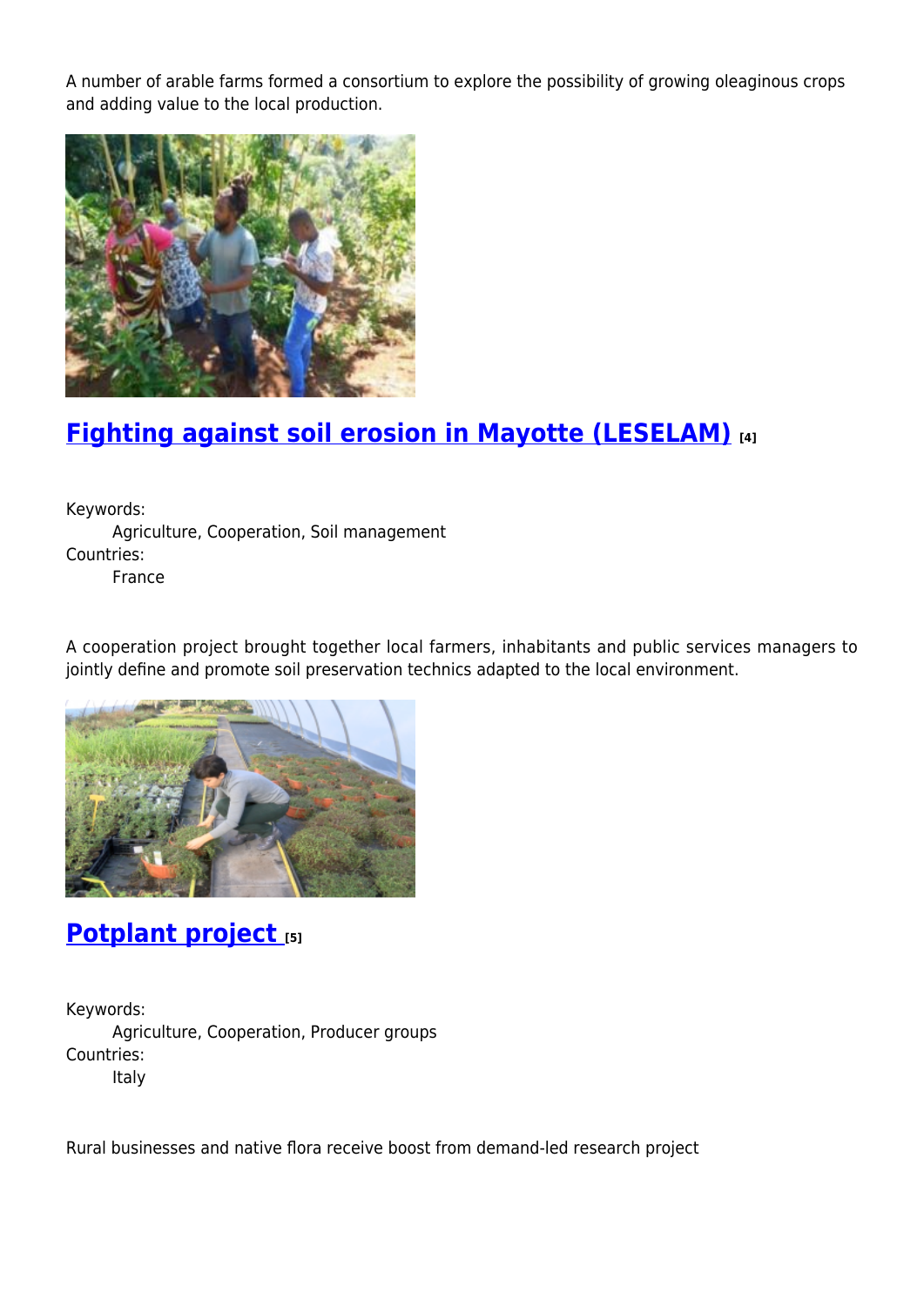A number of arable farms formed a consortium to explore the possibility of growing oleaginous crops and adding value to the local production.

## [Fighting against soil erosion in Mayotte (LESELAM)](#) [4]

Keywords:
 Agriculture, Cooperation, Soil management
Countries:
 France

A cooperation project brought together local farmers, inhabitants and public services managers to jointly define and promote soil preservation technics adapted to the local environment.

## [Potplant project](#) [5]

Keywords:
 Agriculture, Cooperation, Producer groups
Countries:
 Italy

Rural businesses and native flora receive boost from demand-led research project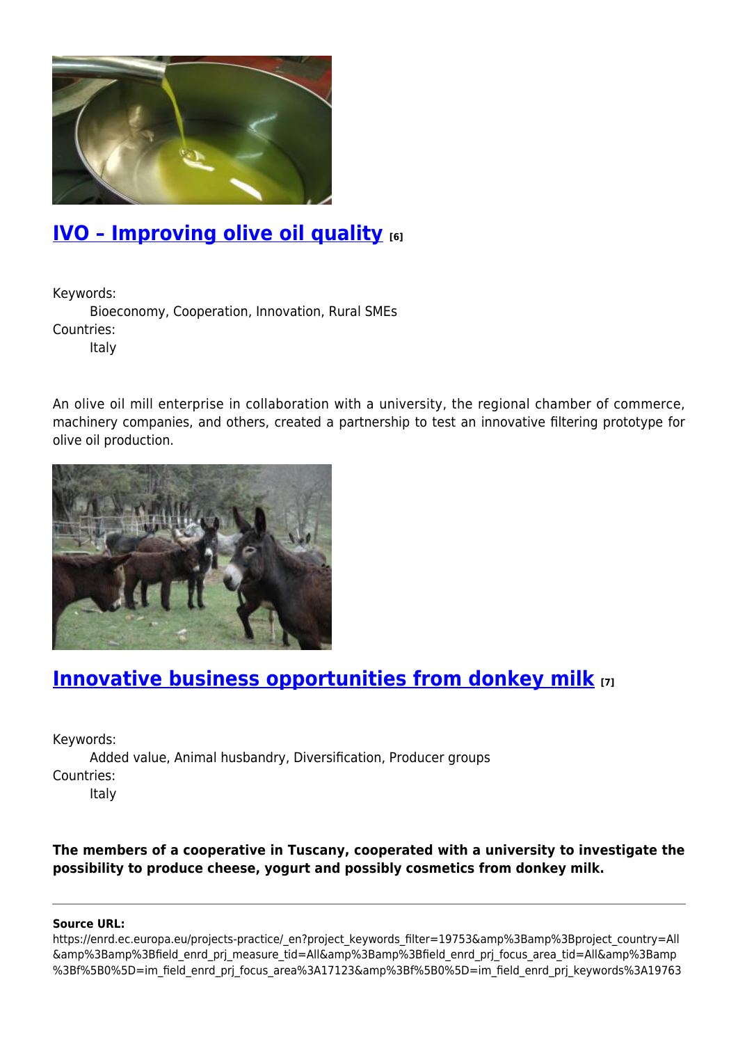## [IVO – Improving olive oil quality](#) [6]

Keywords:
Bioeconomy, Cooperation, Innovation, Rural SMEs
Countries:
Italy

An olive oil mill enterprise in collaboration with a university, the regional chamber of commerce, machinery companies, and others, created a partnership to test an innovative filtering prototype for olive oil production.

## [Innovative business opportunities from donkey milk](#) [7]

Keywords:
Added value, Animal husbandry, Diversification, Producer groups
Countries:
Italy

**The members of a cooperative in Tuscany, cooperated with a university to investigate the possibility to produce cheese, yogurt and possibly cosmetics from donkey milk.**

---

**Source URL:**
https://enrd.ec.europa.eu/projects-practice/_en?project_keywords_filter=19753&amp%3Bamp%3Bproject_country=All&amp%3Bamp%3Bfield_enrd_prj_measure_tid=All&amp%3Bamp%3Bfield_enrd_prj_focus_area_tid=All&amp%3Bamp%3Bf%5B0%5D=im_field_enrd_prj_focus_area%3A17123&amp%3Bf%5B0%5D=im_field_enrd_prj_keywords%3A19763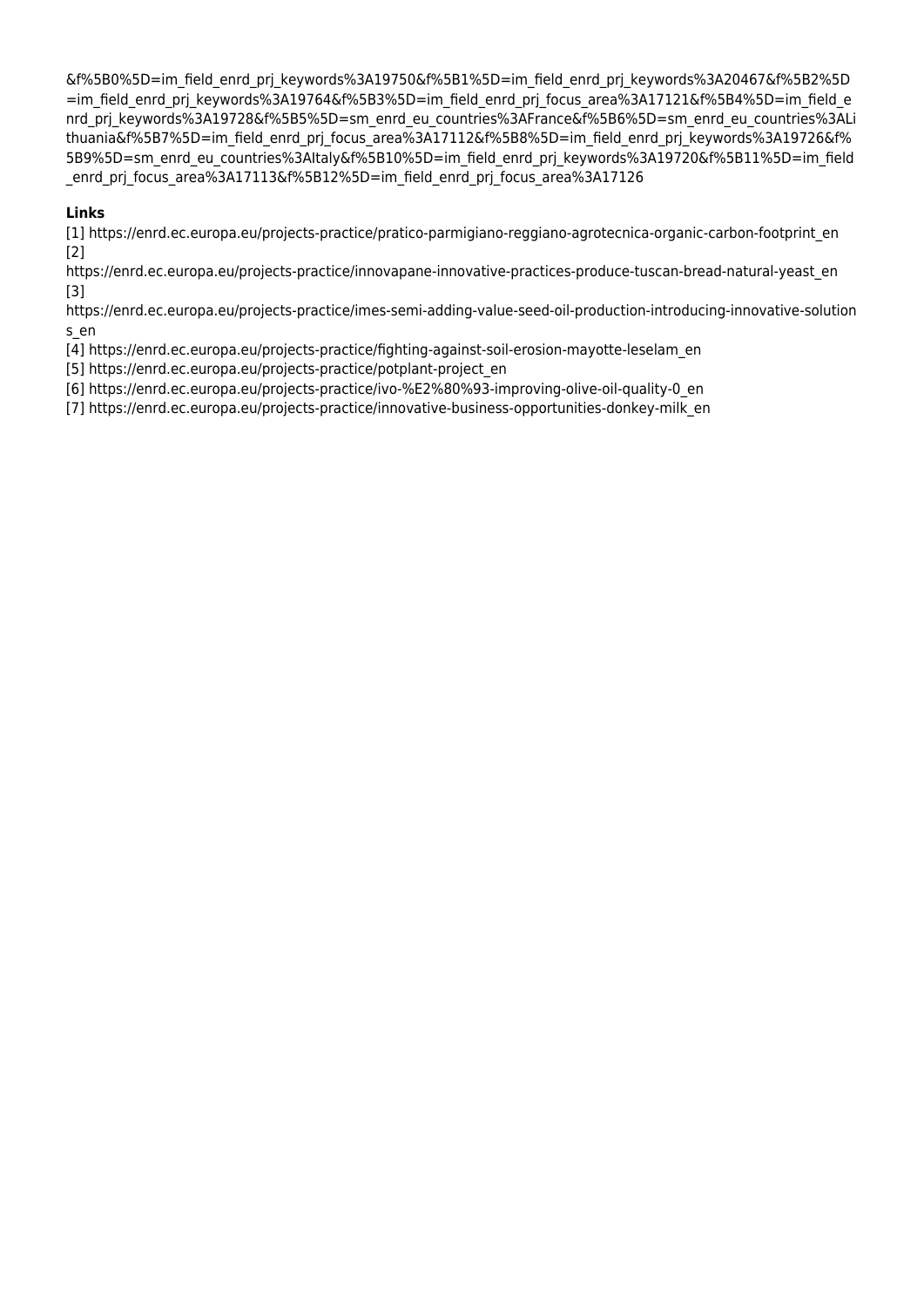&f%5B0%5D=im_field_enrd_prj_keywords%3A19750&f%5B1%5D=im_field_enrd_prj_keywords%3A20467&f%5B2%5D=im_field_enrd_prj_keywords%3A19764&f%5B3%5D=im_field_enrd_prj_focus_area%3A17121&f%5B4%5D=im_field_enrd_prj_keywords%3A19728&f%5B5%5D=sm_enrd_eu_countries%3AFrance&f%5B6%5D=sm_enrd_eu_countries%3ALithuania&f%5B7%5D=im_field_enrd_prj_focus_area%3A17112&f%5B8%5D=im_field_enrd_prj_keywords%3A19726&f%5B9%5D=sm_enrd_eu_countries%3AItaly&f%5B10%5D=im_field_enrd_prj_keywords%3A19720&f%5B11%5D=im_field_enrd_prj_focus_area%3A17113&f%5B12%5D=im_field_enrd_prj_focus_area%3A17126

**Links**

[1] https://enrd.ec.europa.eu/projects-practice/pratico-parmigiano-reggiano-agrotecnica-organic-carbon-footprint_en
[2] https://enrd.ec.europa.eu/projects-practice/innovapane-innovative-practices-produce-tuscan-bread-natural-yeast_en
[3] https://enrd.ec.europa.eu/projects-practice/imes-semi-adding-value-seed-oil-production-introducing-innovative-solutions_en
[4] https://enrd.ec.europa.eu/projects-practice/fighting-against-soil-erosion-mayotte-leselam_en
[5] https://enrd.ec.europa.eu/projects-practice/potplant-project_en
[6] https://enrd.ec.europa.eu/projects-practice/ivo-%E2%80%93-improving-olive-oil-quality-0_en
[7] https://enrd.ec.europa.eu/projects-practice/innovative-business-opportunities-donkey-milk_en